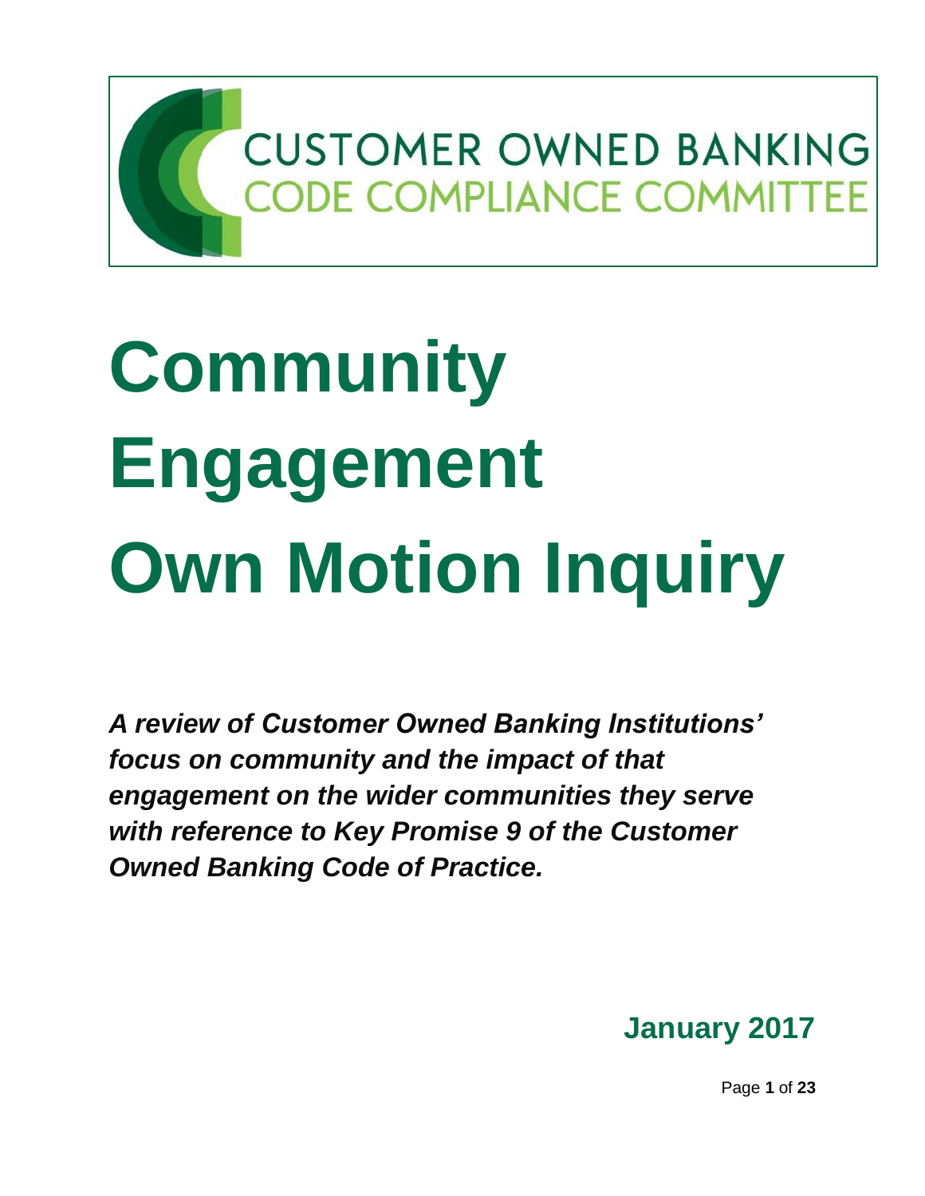CUSTOMER OWNED BANKING
CODE COMPLIANCE COMMITTEE

# Community Engagement Own Motion Inquiry

***A review of Customer Owned Banking Institutions' focus on community and the impact of that engagement on the wider communities they serve with reference to Key Promise 9 of the Customer Owned Banking Code of Practice.***

**January 2017**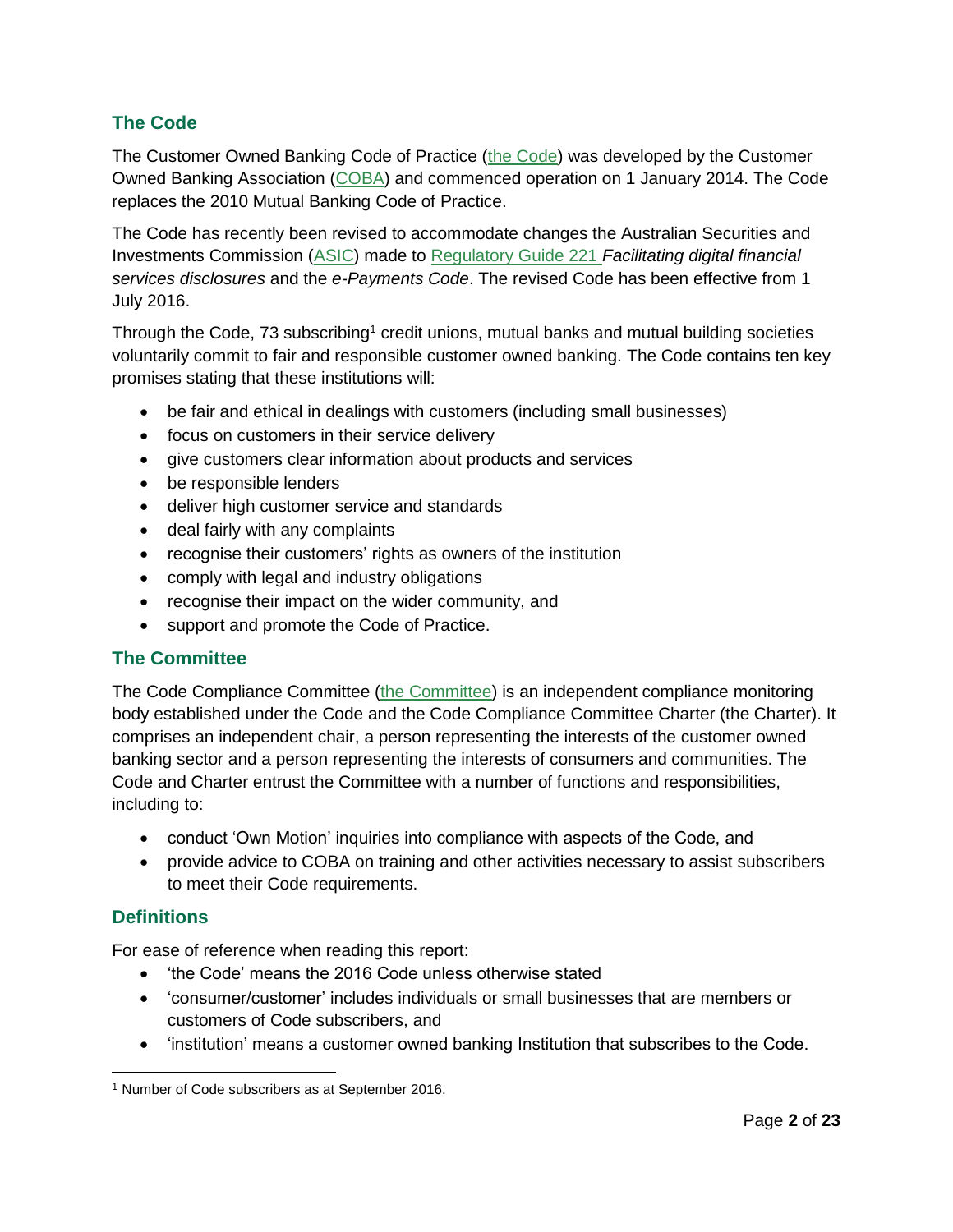## The Code

The Customer Owned Banking Code of Practice (the Code) was developed by the Customer Owned Banking Association (COBA) and commenced operation on 1 January 2014. The Code replaces the 2010 Mutual Banking Code of Practice.

The Code has recently been revised to accommodate changes the Australian Securities and Investments Commission (ASIC) made to Regulatory Guide 221 *Facilitating digital financial services disclosures* and the *e-Payments Code*. The revised Code has been effective from 1 July 2016.

Through the Code, 73 subscribing[1] credit unions, mutual banks and mutual building societies voluntarily commit to fair and responsible customer owned banking. The Code contains ten key promises stating that these institutions will:

- be fair and ethical in dealings with customers (including small businesses)
- focus on customers in their service delivery
- give customers clear information about products and services
- be responsible lenders
- deliver high customer service and standards
- deal fairly with any complaints
- recognise their customers' rights as owners of the institution
- comply with legal and industry obligations
- recognise their impact on the wider community, and
- support and promote the Code of Practice.

## The Committee

The Code Compliance Committee (the Committee) is an independent compliance monitoring body established under the Code and the Code Compliance Committee Charter (the Charter). It comprises an independent chair, a person representing the interests of the customer owned banking sector and a person representing the interests of consumers and communities. The Code and Charter entrust the Committee with a number of functions and responsibilities, including to:

- conduct 'Own Motion' inquiries into compliance with aspects of the Code, and
- provide advice to COBA on training and other activities necessary to assist subscribers to meet their Code requirements.

## Definitions

For ease of reference when reading this report:

- 'the Code' means the 2016 Code unless otherwise stated
- 'consumer/customer' includes individuals or small businesses that are members or customers of Code subscribers, and
- 'institution' means a customer owned banking Institution that subscribes to the Code.

[1] Number of Code subscribers as at September 2016.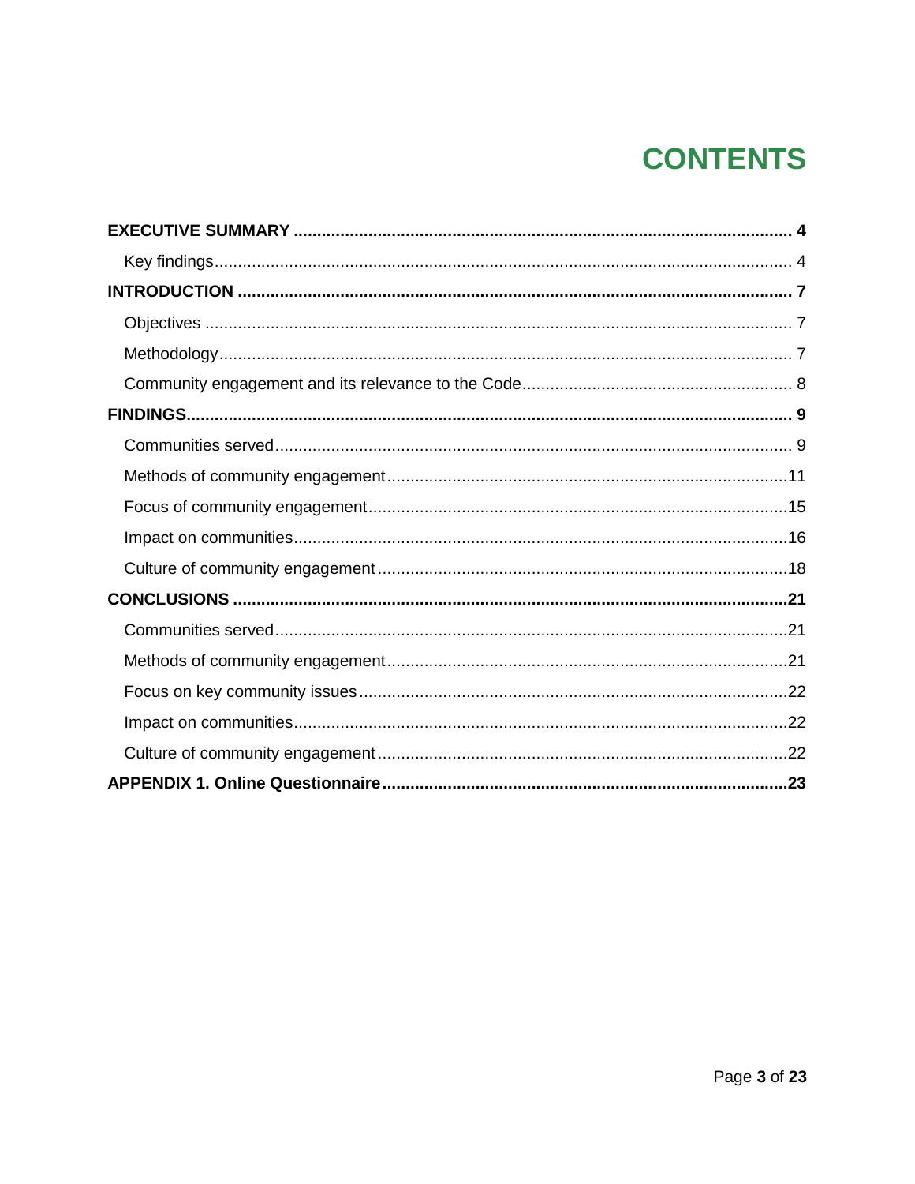# CONTENTS

**EXECUTIVE SUMMARY** .......... **4**

- Key findings .......... 4

**INTRODUCTION** .......... **7**

- Objectives .......... 7
- Methodology .......... 7
- Community engagement and its relevance to the Code .......... 8

**FINDINGS** .......... **9**

- Communities served .......... 9
- Methods of community engagement .......... 11
- Focus of community engagement .......... 15
- Impact on communities .......... 16
- Culture of community engagement .......... 18

**CONCLUSIONS** .......... **21**

- Communities served .......... 21
- Methods of community engagement .......... 21
- Focus on key community issues .......... 22
- Impact on communities .......... 22
- Culture of community engagement .......... 22

**APPENDIX 1. Online Questionnaire** .......... **23**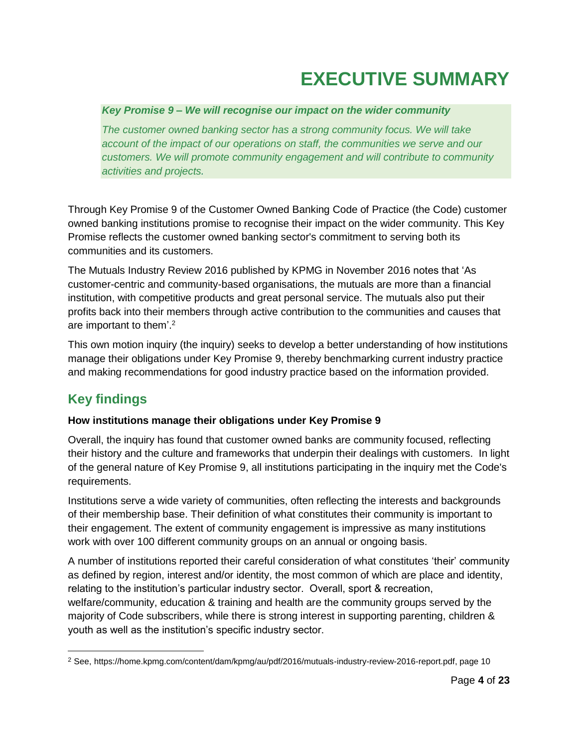# EXECUTIVE SUMMARY

> ***Key Promise 9 – We will recognise our impact on the wider community***
>
> *The customer owned banking sector has a strong community focus. We will take account of the impact of our operations on staff, the communities we serve and our customers. We will promote community engagement and will contribute to community activities and projects.*

Through Key Promise 9 of the Customer Owned Banking Code of Practice (the Code) customer owned banking institutions promise to recognise their impact on the wider community. This Key Promise reflects the customer owned banking sector's commitment to serving both its communities and its customers.

The Mutuals Industry Review 2016 published by KPMG in November 2016 notes that 'As customer-centric and community-based organisations, the mutuals are more than a financial institution, with competitive products and great personal service. The mutuals also put their profits back into their members through active contribution to the communities and causes that are important to them'.[2]

This own motion inquiry (the inquiry) seeks to develop a better understanding of how institutions manage their obligations under Key Promise 9, thereby benchmarking current industry practice and making recommendations for good industry practice based on the information provided.

## Key findings

**How institutions manage their obligations under Key Promise 9**

Overall, the inquiry has found that customer owned banks are community focused, reflecting their history and the culture and frameworks that underpin their dealings with customers. In light of the general nature of Key Promise 9, all institutions participating in the inquiry met the Code's requirements.

Institutions serve a wide variety of communities, often reflecting the interests and backgrounds of their membership base. Their definition of what constitutes their community is important to their engagement. The extent of community engagement is impressive as many institutions work with over 100 different community groups on an annual or ongoing basis.

A number of institutions reported their careful consideration of what constitutes 'their' community as defined by region, interest and/or identity, the most common of which are place and identity, relating to the institution's particular industry sector. Overall, sport & recreation, welfare/community, education & training and health are the community groups served by the majority of Code subscribers, while there is strong interest in supporting parenting, children & youth as well as the institution's specific industry sector.

---

[2] See, https://home.kpmg.com/content/dam/kpmg/au/pdf/2016/mutuals-industry-review-2016-report.pdf, page 10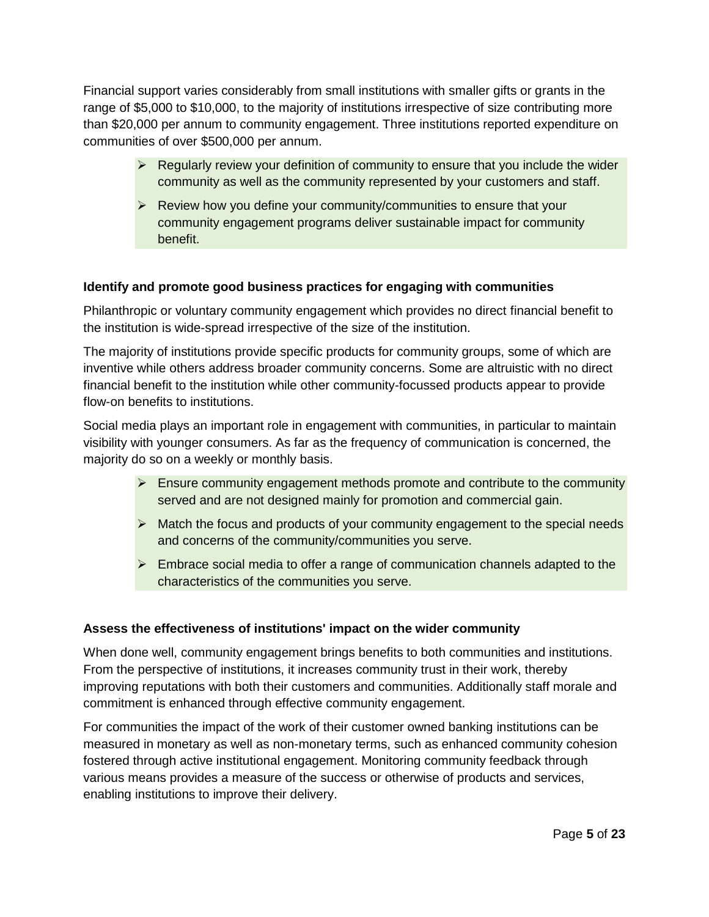Financial support varies considerably from small institutions with smaller gifts or grants in the range of $5,000 to $10,000, to the majority of institutions irrespective of size contributing more than $20,000 per annum to community engagement. Three institutions reported expenditure on communities of over $500,000 per annum.

> - Regularly review your definition of community to ensure that you include the wider community as well as the community represented by your customers and staff.
> - Review how you define your community/communities to ensure that your community engagement programs deliver sustainable impact for community benefit.

**Identify and promote good business practices for engaging with communities**

Philanthropic or voluntary community engagement which provides no direct financial benefit to the institution is wide-spread irrespective of the size of the institution.

The majority of institutions provide specific products for community groups, some of which are inventive while others address broader community concerns. Some are altruistic with no direct financial benefit to the institution while other community-focussed products appear to provide flow-on benefits to institutions.

Social media plays an important role in engagement with communities, in particular to maintain visibility with younger consumers. As far as the frequency of communication is concerned, the majority do so on a weekly or monthly basis.

> - Ensure community engagement methods promote and contribute to the community served and are not designed mainly for promotion and commercial gain.
> - Match the focus and products of your community engagement to the special needs and concerns of the community/communities you serve.
> - Embrace social media to offer a range of communication channels adapted to the characteristics of the communities you serve.

**Assess the effectiveness of institutions' impact on the wider community**

When done well, community engagement brings benefits to both communities and institutions. From the perspective of institutions, it increases community trust in their work, thereby improving reputations with both their customers and communities. Additionally staff morale and commitment is enhanced through effective community engagement.

For communities the impact of the work of their customer owned banking institutions can be measured in monetary as well as non-monetary terms, such as enhanced community cohesion fostered through active institutional engagement. Monitoring community feedback through various means provides a measure of the success or otherwise of products and services, enabling institutions to improve their delivery.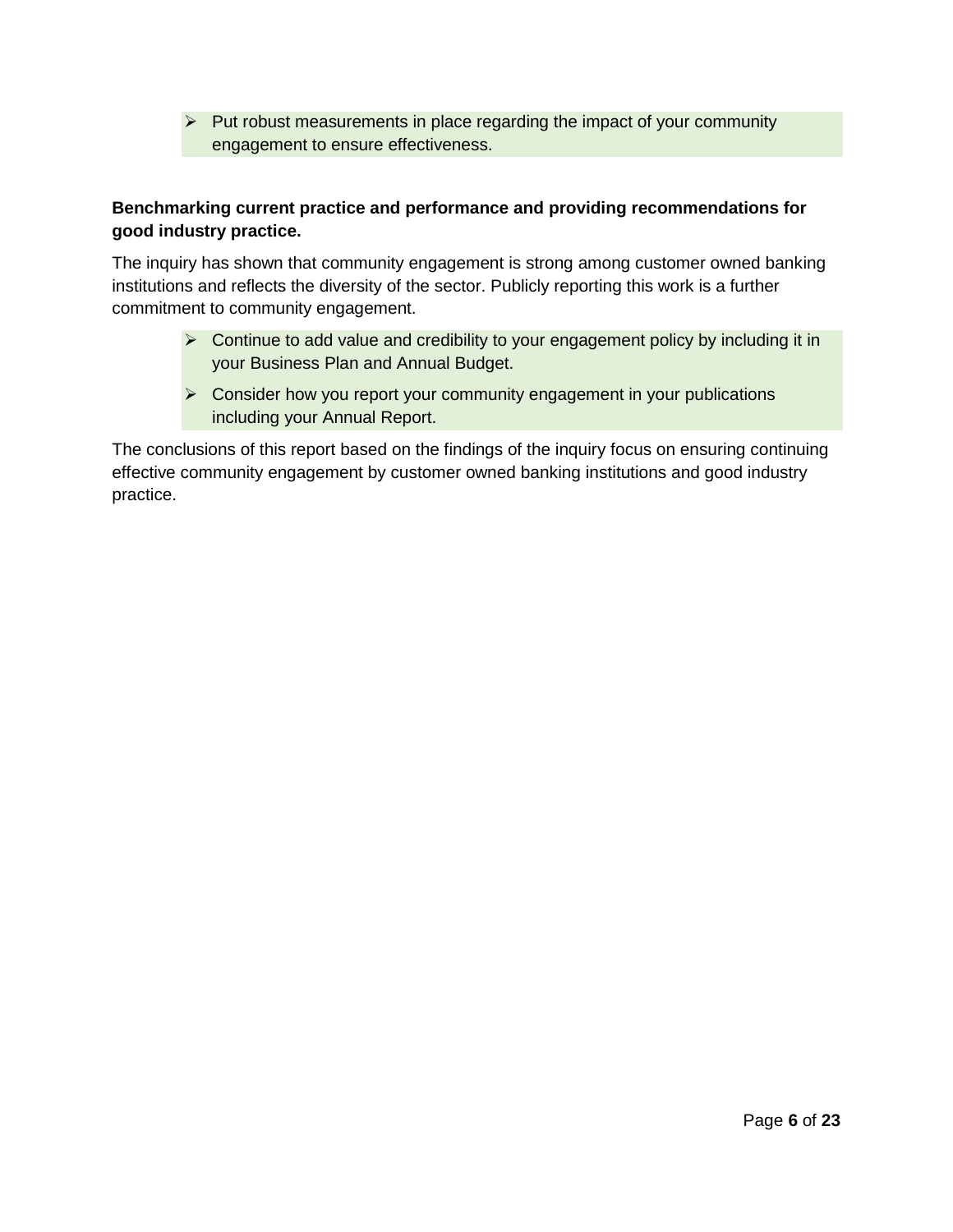- Put robust measurements in place regarding the impact of your community engagement to ensure effectiveness.

**Benchmarking current practice and performance and providing recommendations for good industry practice.**

The inquiry has shown that community engagement is strong among customer owned banking institutions and reflects the diversity of the sector. Publicly reporting this work is a further commitment to community engagement.

- Continue to add value and credibility to your engagement policy by including it in your Business Plan and Annual Budget.
- Consider how you report your community engagement in your publications including your Annual Report.

The conclusions of this report based on the findings of the inquiry focus on ensuring continuing effective community engagement by customer owned banking institutions and good industry practice.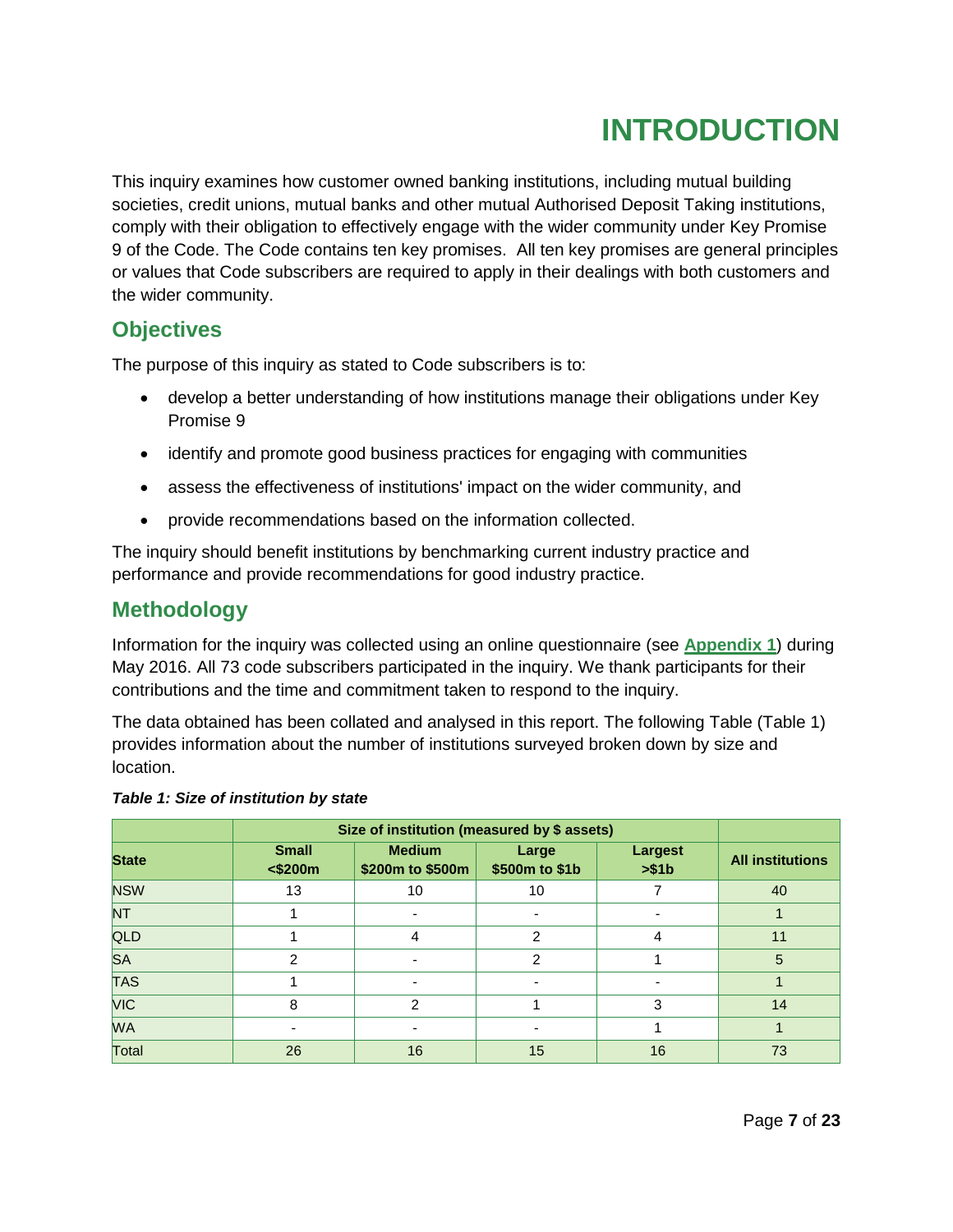# INTRODUCTION

This inquiry examines how customer owned banking institutions, including mutual building societies, credit unions, mutual banks and other mutual Authorised Deposit Taking institutions, comply with their obligation to effectively engage with the wider community under Key Promise 9 of the Code. The Code contains ten key promises. All ten key promises are general principles or values that Code subscribers are required to apply in their dealings with both customers and the wider community.

## Objectives

The purpose of this inquiry as stated to Code subscribers is to:

- develop a better understanding of how institutions manage their obligations under Key Promise 9
- identify and promote good business practices for engaging with communities
- assess the effectiveness of institutions' impact on the wider community, and
- provide recommendations based on the information collected.

The inquiry should benefit institutions by benchmarking current industry practice and performance and provide recommendations for good industry practice.

## Methodology

Information for the inquiry was collected using an online questionnaire (see **Appendix 1**) during May 2016. All 73 code subscribers participated in the inquiry. We thank participants for their contributions and the time and commitment taken to respond to the inquiry.

The data obtained has been collated and analysed in this report. The following Table (Table 1) provides information about the number of institutions surveyed broken down by size and location.

***Table 1: Size of institution by state***

| | Size of institution (measured by $ assets) | | | | |
|---|---|---|---|---|---|
| **State** | **Small <$200m** | **Medium $200m to $500m** | **Large $500m to $1b** | **Largest >$1b** | **All institutions** |
| NSW | 13 | 10 | 10 | 7 | 40 |
| NT | 1 | - | - | - | 1 |
| QLD | 1 | 4 | 2 | 4 | 11 |
| SA | 2 | - | 2 | 1 | 5 |
| TAS | 1 | - | - | - | 1 |
| VIC | 8 | 2 | 1 | 3 | 14 |
| WA | - | - | - | 1 | 1 |
| Total | 26 | 16 | 15 | 16 | 73 |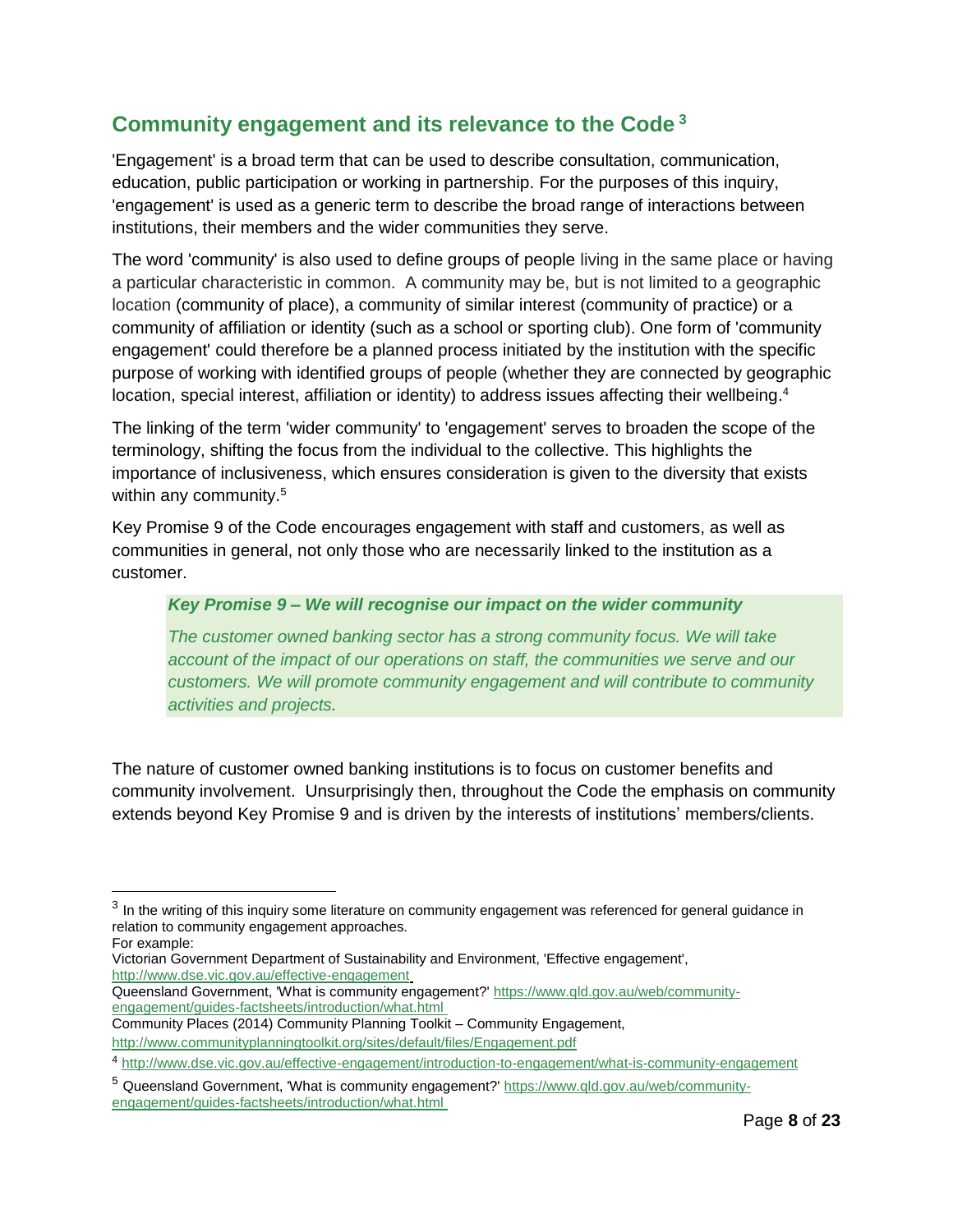## Community engagement and its relevance to the Code [3]

'Engagement' is a broad term that can be used to describe consultation, communication, education, public participation or working in partnership. For the purposes of this inquiry, 'engagement' is used as a generic term to describe the broad range of interactions between institutions, their members and the wider communities they serve.

The word 'community' is also used to define groups of people living in the same place or having a particular characteristic in common. A community may be, but is not limited to a geographic location (community of place), a community of similar interest (community of practice) or a community of affiliation or identity (such as a school or sporting club). One form of 'community engagement' could therefore be a planned process initiated by the institution with the specific purpose of working with identified groups of people (whether they are connected by geographic location, special interest, affiliation or identity) to address issues affecting their wellbeing.[4]

The linking of the term 'wider community' to 'engagement' serves to broaden the scope of the terminology, shifting the focus from the individual to the collective. This highlights the importance of inclusiveness, which ensures consideration is given to the diversity that exists within any community.[5]

Key Promise 9 of the Code encourages engagement with staff and customers, as well as communities in general, not only those who are necessarily linked to the institution as a customer.

> ***Key Promise 9 – We will recognise our impact on the wider community***
>
> *The customer owned banking sector has a strong community focus. We will take account of the impact of our operations on staff, the communities we serve and our customers. We will promote community engagement and will contribute to community activities and projects.*

The nature of customer owned banking institutions is to focus on customer benefits and community involvement. Unsurprisingly then, throughout the Code the emphasis on community extends beyond Key Promise 9 and is driven by the interests of institutions' members/clients.

---

[3] In the writing of this inquiry some literature on community engagement was referenced for general guidance in relation to community engagement approaches.
For example:
Victorian Government Department of Sustainability and Environment, 'Effective engagement', http://www.dse.vic.gov.au/effective-engagement
Queensland Government, 'What is community engagement?' https://www.qld.gov.au/web/community-engagement/guides-factsheets/introduction/what.html
Community Places (2014) Community Planning Toolkit – Community Engagement, http://www.communityplanningtoolkit.org/sites/default/files/Engagement.pdf

[4] http://www.dse.vic.gov.au/effective-engagement/introduction-to-engagement/what-is-community-engagement

[5] Queensland Government, 'What is community engagement?' https://www.qld.gov.au/web/community-engagement/guides-factsheets/introduction/what.html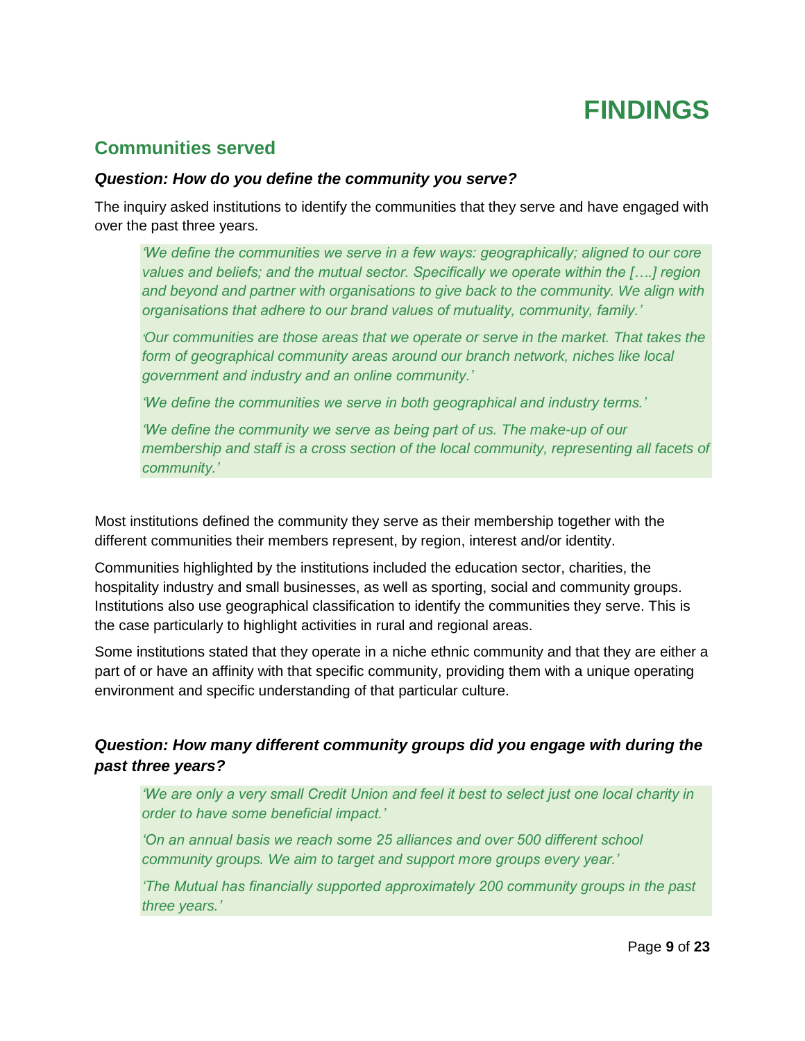# FINDINGS

## Communities served

### *Question: How do you define the community you serve?*

The inquiry asked institutions to identify the communities that they serve and have engaged with over the past three years.

> *'We define the communities we serve in a few ways: geographically; aligned to our core values and beliefs; and the mutual sector. Specifically we operate within the [….] region and beyond and partner with organisations to give back to the community. We align with organisations that adhere to our brand values of mutuality, community, family.'*
>
> *'Our communities are those areas that we operate or serve in the market. That takes the form of geographical community areas around our branch network, niches like local government and industry and an online community.'*
>
> *'We define the communities we serve in both geographical and industry terms.'*
>
> *'We define the community we serve as being part of us. The make-up of our membership and staff is a cross section of the local community, representing all facets of community.'*

Most institutions defined the community they serve as their membership together with the different communities their members represent, by region, interest and/or identity.

Communities highlighted by the institutions included the education sector, charities, the hospitality industry and small businesses, as well as sporting, social and community groups. Institutions also use geographical classification to identify the communities they serve. This is the case particularly to highlight activities in rural and regional areas.

Some institutions stated that they operate in a niche ethnic community and that they are either a part of or have an affinity with that specific community, providing them with a unique operating environment and specific understanding of that particular culture.

### *Question: How many different community groups did you engage with during the past three years?*

> *'We are only a very small Credit Union and feel it best to select just one local charity in order to have some beneficial impact.'*
>
> *'On an annual basis we reach some 25 alliances and over 500 different school community groups. We aim to target and support more groups every year.'*
>
> *'The Mutual has financially supported approximately 200 community groups in the past three years.'*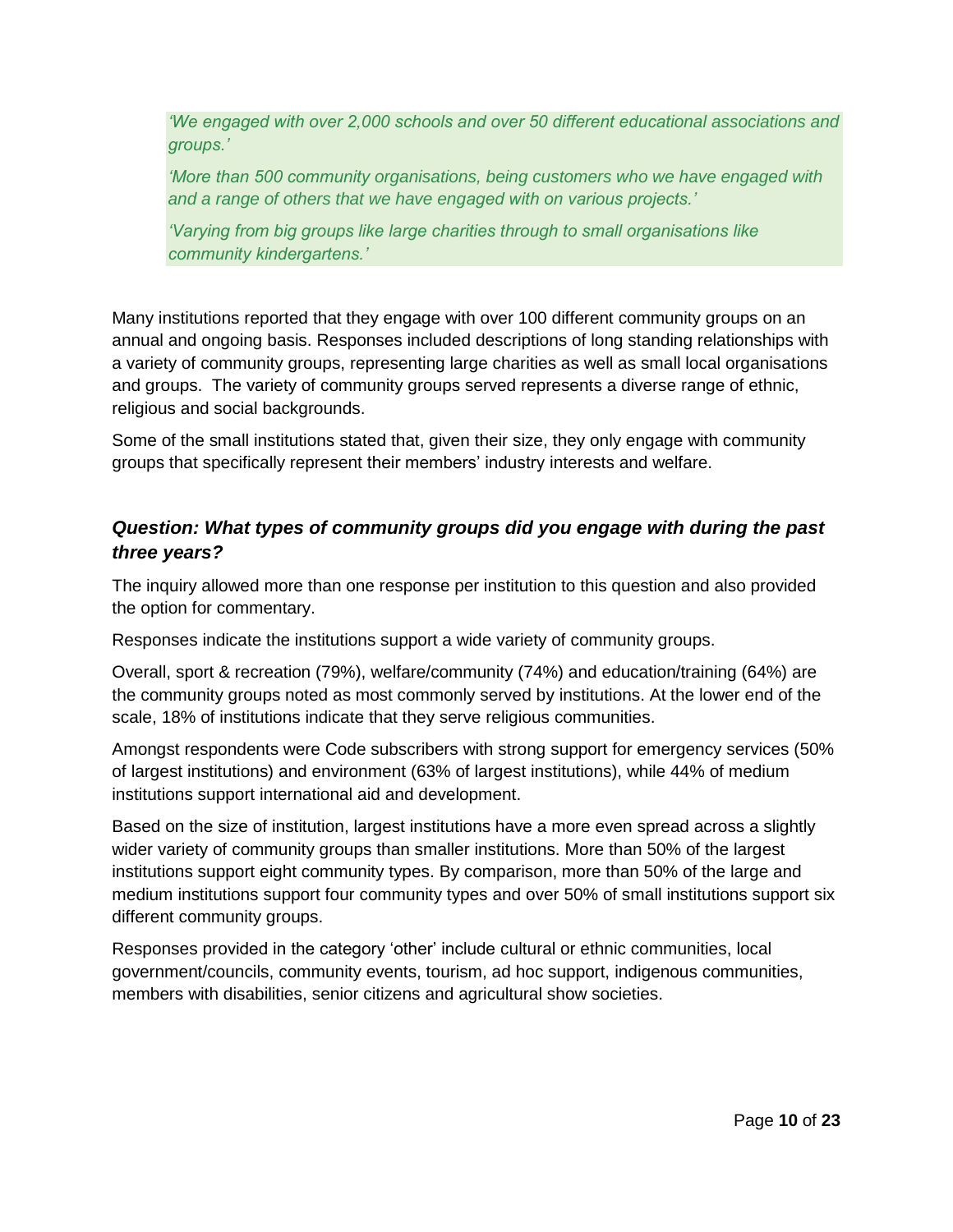> *'We engaged with over 2,000 schools and over 50 different educational associations and groups.'*
>
> *'More than 500 community organisations, being customers who we have engaged with and a range of others that we have engaged with on various projects.'*
>
> *'Varying from big groups like large charities through to small organisations like community kindergartens.'*

Many institutions reported that they engage with over 100 different community groups on an annual and ongoing basis. Responses included descriptions of long standing relationships with a variety of community groups, representing large charities as well as small local organisations and groups. The variety of community groups served represents a diverse range of ethnic, religious and social backgrounds.

Some of the small institutions stated that, given their size, they only engage with community groups that specifically represent their members' industry interests and welfare.

### *Question: What types of community groups did you engage with during the past three years?*

The inquiry allowed more than one response per institution to this question and also provided the option for commentary.

Responses indicate the institutions support a wide variety of community groups.

Overall, sport & recreation (79%), welfare/community (74%) and education/training (64%) are the community groups noted as most commonly served by institutions. At the lower end of the scale, 18% of institutions indicate that they serve religious communities.

Amongst respondents were Code subscribers with strong support for emergency services (50% of largest institutions) and environment (63% of largest institutions), while 44% of medium institutions support international aid and development.

Based on the size of institution, largest institutions have a more even spread across a slightly wider variety of community groups than smaller institutions. More than 50% of the largest institutions support eight community types. By comparison, more than 50% of the large and medium institutions support four community types and over 50% of small institutions support six different community groups.

Responses provided in the category 'other' include cultural or ethnic communities, local government/councils, community events, tourism, ad hoc support, indigenous communities, members with disabilities, senior citizens and agricultural show societies.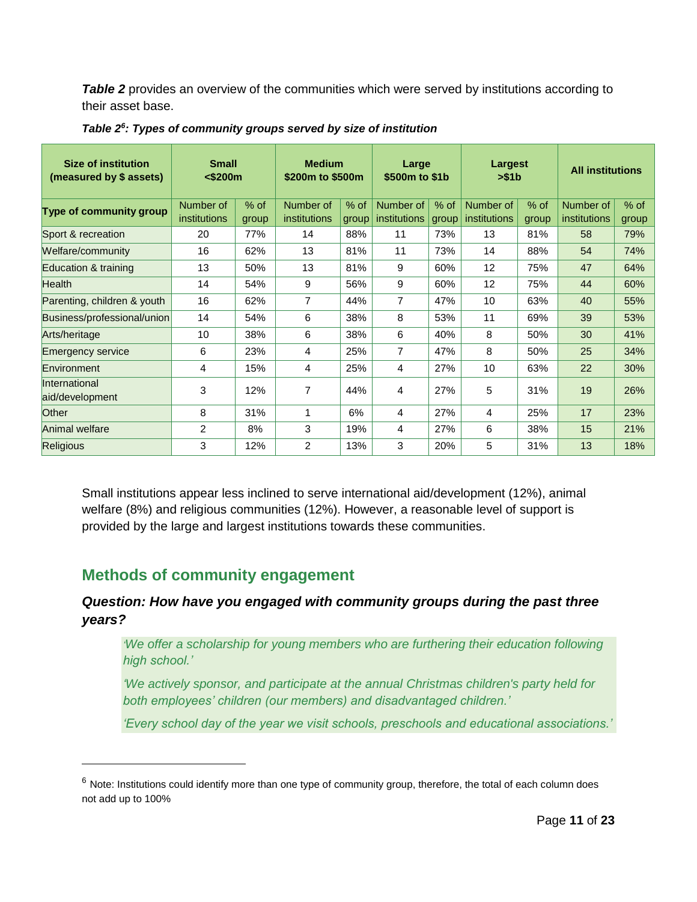***Table 2*** provides an overview of the communities which were served by institutions according to their asset base.

***Table 2[6]: Types of community groups served by size of institution***

| Size of institution (measured by $ assets) | Small <$200m | | Medium $200m to $500m | | Large $500m to $1b | | Largest >$1b | | All institutions | |
|---|---|---|---|---|---|---|---|---|---|---|
| **Type of community group** | Number of institutions | % of group | Number of institutions | % of group | Number of institutions | % of group | Number of institutions | % of group | Number of institutions | % of group |
| Sport & recreation | 20 | 77% | 14 | 88% | 11 | 73% | 13 | 81% | 58 | 79% |
| Welfare/community | 16 | 62% | 13 | 81% | 11 | 73% | 14 | 88% | 54 | 74% |
| Education & training | 13 | 50% | 13 | 81% | 9 | 60% | 12 | 75% | 47 | 64% |
| Health | 14 | 54% | 9 | 56% | 9 | 60% | 12 | 75% | 44 | 60% |
| Parenting, children & youth | 16 | 62% | 7 | 44% | 7 | 47% | 10 | 63% | 40 | 55% |
| Business/professional/union | 14 | 54% | 6 | 38% | 8 | 53% | 11 | 69% | 39 | 53% |
| Arts/heritage | 10 | 38% | 6 | 38% | 6 | 40% | 8 | 50% | 30 | 41% |
| Emergency service | 6 | 23% | 4 | 25% | 7 | 47% | 8 | 50% | 25 | 34% |
| Environment | 4 | 15% | 4 | 25% | 4 | 27% | 10 | 63% | 22 | 30% |
| International aid/development | 3 | 12% | 7 | 44% | 4 | 27% | 5 | 31% | 19 | 26% |
| Other | 8 | 31% | 1 | 6% | 4 | 27% | 4 | 25% | 17 | 23% |
| Animal welfare | 2 | 8% | 3 | 19% | 4 | 27% | 6 | 38% | 15 | 21% |
| Religious | 3 | 12% | 2 | 13% | 3 | 20% | 5 | 31% | 13 | 18% |

Small institutions appear less inclined to serve international aid/development (12%), animal welfare (8%) and religious communities (12%). However, a reasonable level of support is provided by the large and largest institutions towards these communities.

## Methods of community engagement

### *Question: How have you engaged with community groups during the past three years?*

> *'We offer a scholarship for young members who are furthering their education following high school.'*
>
> *'We actively sponsor, and participate at the annual Christmas children's party held for both employees' children (our members) and disadvantaged children.'*
>
> *'Every school day of the year we visit schools, preschools and educational associations.'*

[6] Note: Institutions could identify more than one type of community group, therefore, the total of each column does not add up to 100%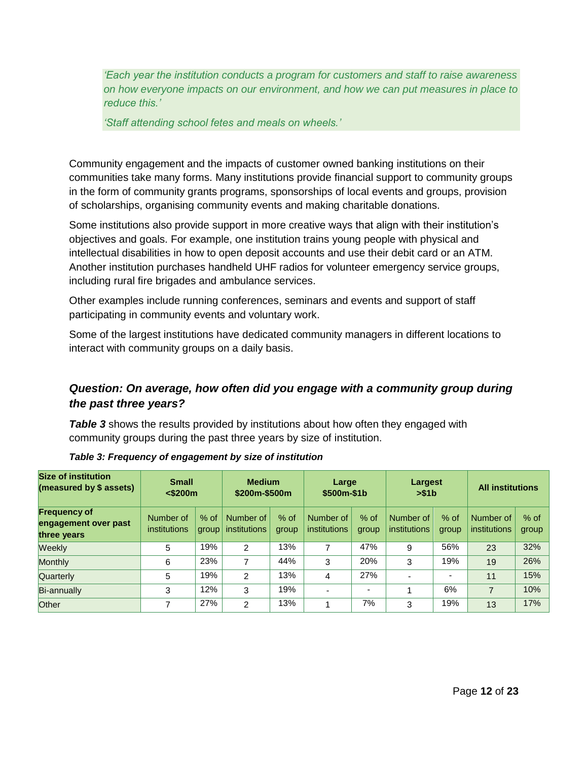*'Each year the institution conducts a program for customers and staff to raise awareness on how everyone impacts on our environment, and how we can put measures in place to reduce this.'*

*'Staff attending school fetes and meals on wheels.'*

Community engagement and the impacts of customer owned banking institutions on their communities take many forms. Many institutions provide financial support to community groups in the form of community grants programs, sponsorships of local events and groups, provision of scholarships, organising community events and making charitable donations.

Some institutions also provide support in more creative ways that align with their institution's objectives and goals. For example, one institution trains young people with physical and intellectual disabilities in how to open deposit accounts and use their debit card or an ATM. Another institution purchases handheld UHF radios for volunteer emergency service groups, including rural fire brigades and ambulance services.

Other examples include running conferences, seminars and events and support of staff participating in community events and voluntary work.

Some of the largest institutions have dedicated community managers in different locations to interact with community groups on a daily basis.

### *Question: On average, how often did you engage with a community group during the past three years?*

***Table 3*** shows the results provided by institutions about how often they engaged with community groups during the past three years by size of institution.

***Table 3: Frequency of engagement by size of institution***

| Size of institution (measured by $ assets) | Small <$200m | | Medium $200m-$500m | | Large $500m-$1b | | Largest >$1b | | All institutions | |
|---|---|---|---|---|---|---|---|---|---|---|
| **Frequency of engagement over past three years** | Number of institutions | % of group | Number of institutions | % of group | Number of institutions | % of group | Number of institutions | % of group | Number of institutions | % of group |
| Weekly | 5 | 19% | 2 | 13% | 7 | 47% | 9 | 56% | 23 | 32% |
| Monthly | 6 | 23% | 7 | 44% | 3 | 20% | 3 | 19% | 19 | 26% |
| Quarterly | 5 | 19% | 2 | 13% | 4 | 27% | - | - | 11 | 15% |
| Bi-annually | 3 | 12% | 3 | 19% | - | - | 1 | 6% | 7 | 10% |
| Other | 7 | 27% | 2 | 13% | 1 | 7% | 3 | 19% | 13 | 17% |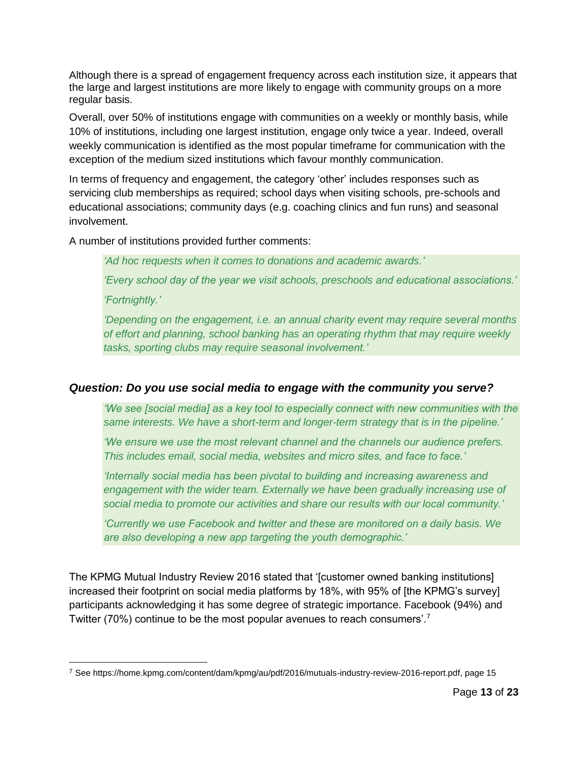Although there is a spread of engagement frequency across each institution size, it appears that the large and largest institutions are more likely to engage with community groups on a more regular basis.

Overall, over 50% of institutions engage with communities on a weekly or monthly basis, while 10% of institutions, including one largest institution, engage only twice a year. Indeed, overall weekly communication is identified as the most popular timeframe for communication with the exception of the medium sized institutions which favour monthly communication.

In terms of frequency and engagement, the category 'other' includes responses such as servicing club memberships as required; school days when visiting schools, pre-schools and educational associations; community days (e.g. coaching clinics and fun runs) and seasonal involvement.

A number of institutions provided further comments:

> *'Ad hoc requests when it comes to donations and academic awards.'*
>
> *'Every school day of the year we visit schools, preschools and educational associations.'*
>
> *'Fortnightly.'*
>
> *'Depending on the engagement, i.e. an annual charity event may require several months of effort and planning, school banking has an operating rhythm that may require weekly tasks, sporting clubs may require seasonal involvement.'*

### *Question: Do you use social media to engage with the community you serve?*

> *'We see [social media] as a key tool to especially connect with new communities with the same interests. We have a short-term and longer-term strategy that is in the pipeline.'*
>
> *'We ensure we use the most relevant channel and the channels our audience prefers. This includes email, social media, websites and micro sites, and face to face.'*
>
> *'Internally social media has been pivotal to building and increasing awareness and engagement with the wider team. Externally we have been gradually increasing use of social media to promote our activities and share our results with our local community.'*
>
> *'Currently we use Facebook and twitter and these are monitored on a daily basis. We are also developing a new app targeting the youth demographic.'*

The KPMG Mutual Industry Review 2016 stated that '[customer owned banking institutions] increased their footprint on social media platforms by 18%, with 95% of [the KPMG's survey] participants acknowledging it has some degree of strategic importance. Facebook (94%) and Twitter (70%) continue to be the most popular avenues to reach consumers'.[7]

---

[7] See https://home.kpmg.com/content/dam/kpmg/au/pdf/2016/mutuals-industry-review-2016-report.pdf, page 15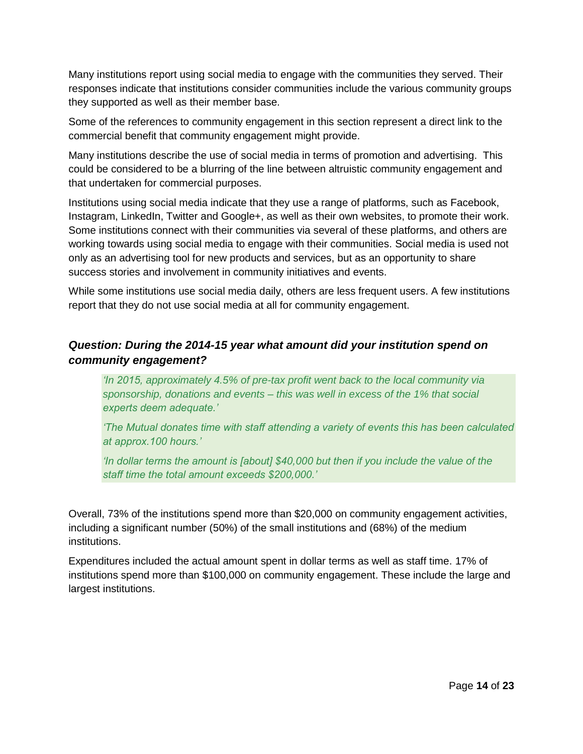Many institutions report using social media to engage with the communities they served. Their responses indicate that institutions consider communities include the various community groups they supported as well as their member base.

Some of the references to community engagement in this section represent a direct link to the commercial benefit that community engagement might provide.

Many institutions describe the use of social media in terms of promotion and advertising. This could be considered to be a blurring of the line between altruistic community engagement and that undertaken for commercial purposes.

Institutions using social media indicate that they use a range of platforms, such as Facebook, Instagram, LinkedIn, Twitter and Google+, as well as their own websites, to promote their work. Some institutions connect with their communities via several of these platforms, and others are working towards using social media to engage with their communities. Social media is used not only as an advertising tool for new products and services, but as an opportunity to share success stories and involvement in community initiatives and events.

While some institutions use social media daily, others are less frequent users. A few institutions report that they do not use social media at all for community engagement.

### *Question: During the 2014-15 year what amount did your institution spend on community engagement?*

> *'In 2015, approximately 4.5% of pre-tax profit went back to the local community via sponsorship, donations and events – this was well in excess of the 1% that social experts deem adequate.'*
>
> *'The Mutual donates time with staff attending a variety of events this has been calculated at approx.100 hours.'*
>
> *'In dollar terms the amount is [about] $40,000 but then if you include the value of the staff time the total amount exceeds $200,000.'*

Overall, 73% of the institutions spend more than $20,000 on community engagement activities, including a significant number (50%) of the small institutions and (68%) of the medium institutions.

Expenditures included the actual amount spent in dollar terms as well as staff time. 17% of institutions spend more than $100,000 on community engagement. These include the large and largest institutions.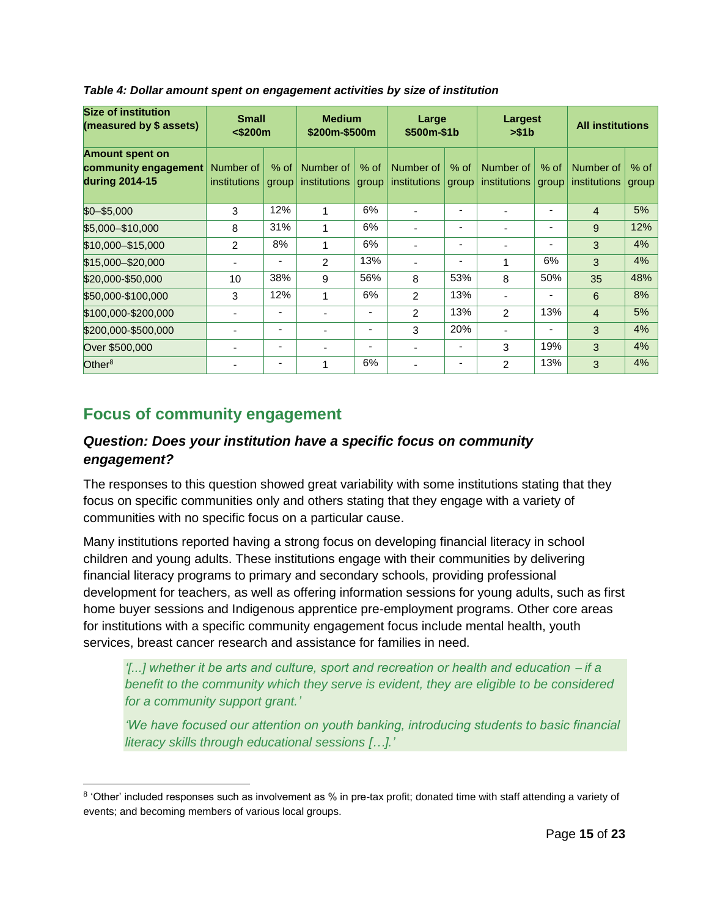*Table 4: Dollar amount spent on engagement activities by size of institution*

| Size of institution (measured by $ assets) | Small <$200m | | Medium $200m-$500m | | Large $500m-$1b | | Largest >$1b | | All institutions | |
|---|---|---|---|---|---|---|---|---|---|---|
| **Amount spent on community engagement during 2014-15** | Number of institutions | % of group | Number of institutions | % of group | Number of institutions | % of group | Number of institutions | % of group | Number of institutions | % of group |
| $0–$5,000 | 3 | 12% | 1 | 6% | - | - | - | - | 4 | 5% |
| $5,000–$10,000 | 8 | 31% | 1 | 6% | - | - | - | - | 9 | 12% |
| $10,000–$15,000 | 2 | 8% | 1 | 6% | - | - | - | - | 3 | 4% |
| $15,000–$20,000 | - | - | 2 | 13% | - | - | 1 | 6% | 3 | 4% |
| $20,000-$50,000 | 10 | 38% | 9 | 56% | 8 | 53% | 8 | 50% | 35 | 48% |
| $50,000-$100,000 | 3 | 12% | 1 | 6% | 2 | 13% | - | - | 6 | 8% |
| $100,000-$200,000 | - | - | - | - | 2 | 13% | 2 | 13% | 4 | 5% |
| $200,000-$500,000 | - | - | - | - | 3 | 20% | - | - | 3 | 4% |
| Over $500,000 | - | - | - | - | - | - | 3 | 19% | 3 | 4% |
| Other[8] | - | - | 1 | 6% | - | - | 2 | 13% | 3 | 4% |

## Focus of community engagement

### *Question: Does your institution have a specific focus on community engagement?*

The responses to this question showed great variability with some institutions stating that they focus on specific communities only and others stating that they engage with a variety of communities with no specific focus on a particular cause.

Many institutions reported having a strong focus on developing financial literacy in school children and young adults. These institutions engage with their communities by delivering financial literacy programs to primary and secondary schools, providing professional development for teachers, as well as offering information sessions for young adults, such as first home buyer sessions and Indigenous apprentice pre-employment programs. Other core areas for institutions with a specific community engagement focus include mental health, youth services, breast cancer research and assistance for families in need.

> *'[...] whether it be arts and culture, sport and recreation or health and education – if a benefit to the community which they serve is evident, they are eligible to be considered for a community support grant.'*
>
> *'We have focused our attention on youth banking, introducing students to basic financial literacy skills through educational sessions […].'*

[8] 'Other' included responses such as involvement as % in pre-tax profit; donated time with staff attending a variety of events; and becoming members of various local groups.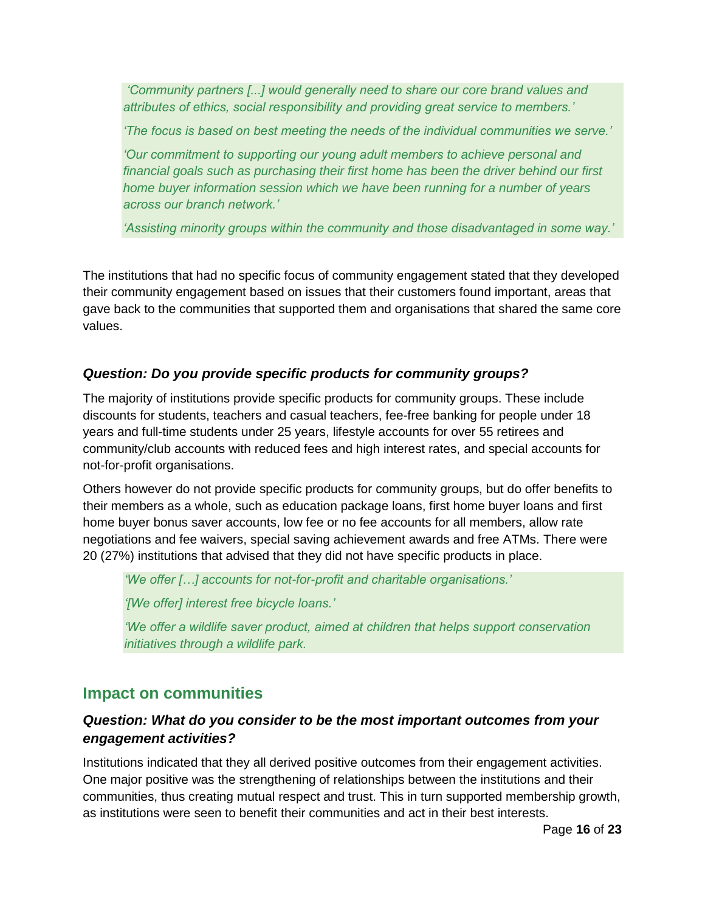> *'Community partners [...] would generally need to share our core brand values and attributes of ethics, social responsibility and providing great service to members.'*
>
> *'The focus is based on best meeting the needs of the individual communities we serve.'*
>
> *'Our commitment to supporting our young adult members to achieve personal and financial goals such as purchasing their first home has been the driver behind our first home buyer information session which we have been running for a number of years across our branch network.'*
>
> *'Assisting minority groups within the community and those disadvantaged in some way.'*

The institutions that had no specific focus of community engagement stated that they developed their community engagement based on issues that their customers found important, areas that gave back to the communities that supported them and organisations that shared the same core values.

### *Question: Do you provide specific products for community groups?*

The majority of institutions provide specific products for community groups. These include discounts for students, teachers and casual teachers, fee-free banking for people under 18 years and full-time students under 25 years, lifestyle accounts for over 55 retirees and community/club accounts with reduced fees and high interest rates, and special accounts for not-for-profit organisations.

Others however do not provide specific products for community groups, but do offer benefits to their members as a whole, such as education package loans, first home buyer loans and first home buyer bonus saver accounts, low fee or no fee accounts for all members, allow rate negotiations and fee waivers, special saving achievement awards and free ATMs. There were 20 (27%) institutions that advised that they did not have specific products in place.

> *'We offer […] accounts for not-for-profit and charitable organisations.'*
>
> *'[We offer] interest free bicycle loans.'*
>
> *'We offer a wildlife saver product, aimed at children that helps support conservation initiatives through a wildlife park.*

## Impact on communities

### *Question: What do you consider to be the most important outcomes from your engagement activities?*

Institutions indicated that they all derived positive outcomes from their engagement activities. One major positive was the strengthening of relationships between the institutions and their communities, thus creating mutual respect and trust. This in turn supported membership growth, as institutions were seen to benefit their communities and act in their best interests.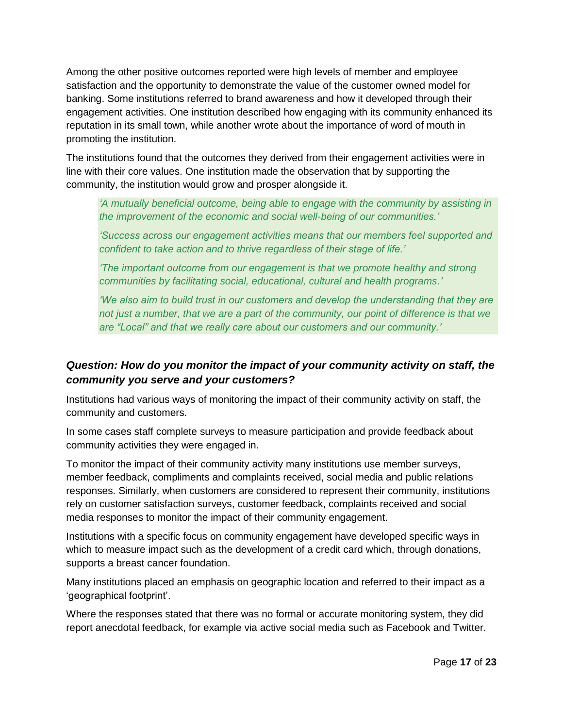Among the other positive outcomes reported were high levels of member and employee satisfaction and the opportunity to demonstrate the value of the customer owned model for banking. Some institutions referred to brand awareness and how it developed through their engagement activities. One institution described how engaging with its community enhanced its reputation in its small town, while another wrote about the importance of word of mouth in promoting the institution.

The institutions found that the outcomes they derived from their engagement activities were in line with their core values. One institution made the observation that by supporting the community, the institution would grow and prosper alongside it.

> *'A mutually beneficial outcome, being able to engage with the community by assisting in the improvement of the economic and social well-being of our communities.'*
>
> *'Success across our engagement activities means that our members feel supported and confident to take action and to thrive regardless of their stage of life.'*
>
> *'The important outcome from our engagement is that we promote healthy and strong communities by facilitating social, educational, cultural and health programs.'*
>
> *'We also aim to build trust in our customers and develop the understanding that they are not just a number, that we are a part of the community, our point of difference is that we are "Local" and that we really care about our customers and our community.'*

### *Question: How do you monitor the impact of your community activity on staff, the community you serve and your customers?*

Institutions had various ways of monitoring the impact of their community activity on staff, the community and customers.

In some cases staff complete surveys to measure participation and provide feedback about community activities they were engaged in.

To monitor the impact of their community activity many institutions use member surveys, member feedback, compliments and complaints received, social media and public relations responses. Similarly, when customers are considered to represent their community, institutions rely on customer satisfaction surveys, customer feedback, complaints received and social media responses to monitor the impact of their community engagement.

Institutions with a specific focus on community engagement have developed specific ways in which to measure impact such as the development of a credit card which, through donations, supports a breast cancer foundation.

Many institutions placed an emphasis on geographic location and referred to their impact as a 'geographical footprint'.

Where the responses stated that there was no formal or accurate monitoring system, they did report anecdotal feedback, for example via active social media such as Facebook and Twitter.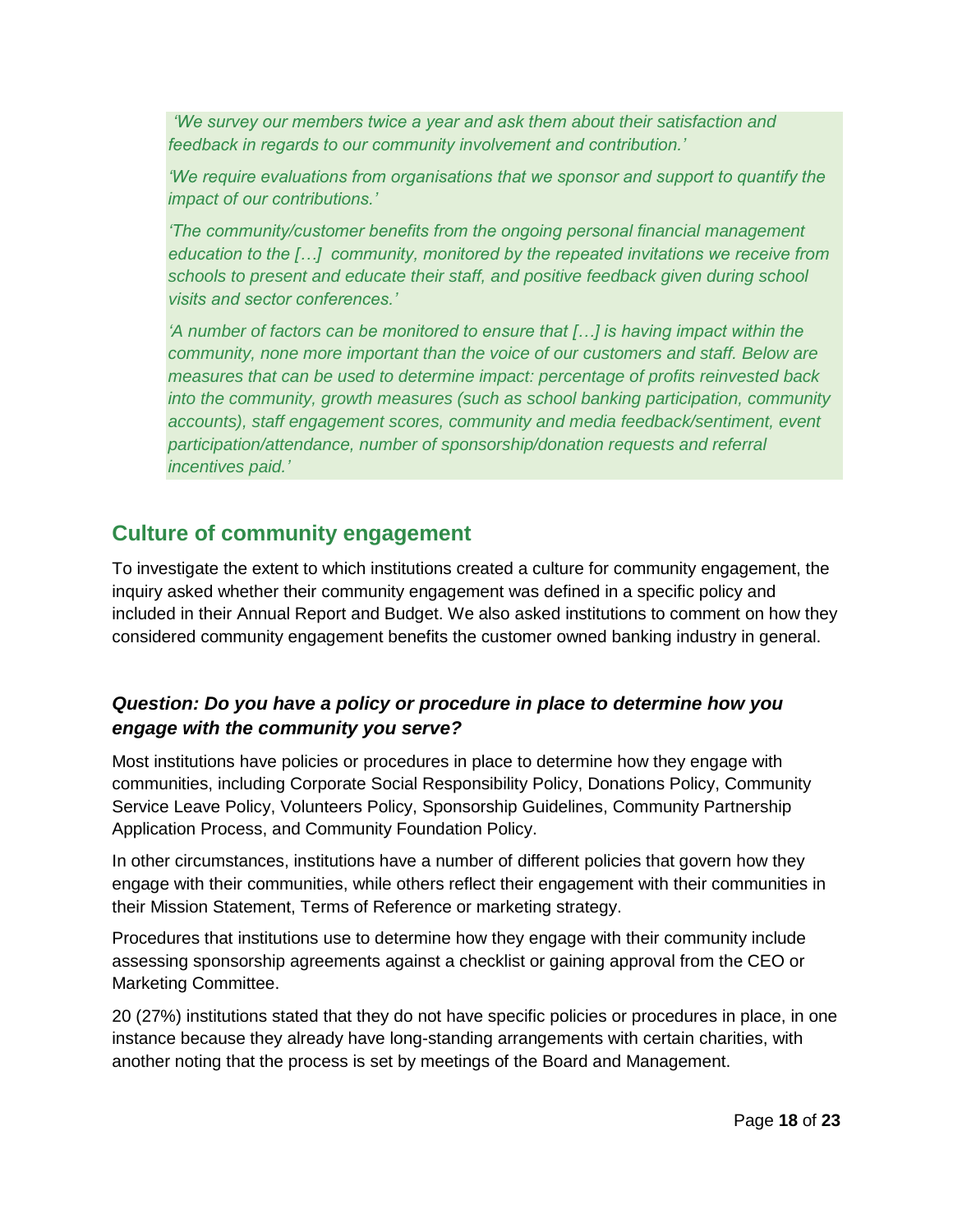*'We survey our members twice a year and ask them about their satisfaction and feedback in regards to our community involvement and contribution.'*

*'We require evaluations from organisations that we sponsor and support to quantify the impact of our contributions.'*

*'The community/customer benefits from the ongoing personal financial management education to the […] community, monitored by the repeated invitations we receive from schools to present and educate their staff, and positive feedback given during school visits and sector conferences.'*

*'A number of factors can be monitored to ensure that […] is having impact within the community, none more important than the voice of our customers and staff. Below are measures that can be used to determine impact: percentage of profits reinvested back into the community, growth measures (such as school banking participation, community accounts), staff engagement scores, community and media feedback/sentiment, event participation/attendance, number of sponsorship/donation requests and referral incentives paid.'*

## Culture of community engagement

To investigate the extent to which institutions created a culture for community engagement, the inquiry asked whether their community engagement was defined in a specific policy and included in their Annual Report and Budget. We also asked institutions to comment on how they considered community engagement benefits the customer owned banking industry in general.

### *Question: Do you have a policy or procedure in place to determine how you engage with the community you serve?*

Most institutions have policies or procedures in place to determine how they engage with communities, including Corporate Social Responsibility Policy, Donations Policy, Community Service Leave Policy, Volunteers Policy, Sponsorship Guidelines, Community Partnership Application Process, and Community Foundation Policy.

In other circumstances, institutions have a number of different policies that govern how they engage with their communities, while others reflect their engagement with their communities in their Mission Statement, Terms of Reference or marketing strategy.

Procedures that institutions use to determine how they engage with their community include assessing sponsorship agreements against a checklist or gaining approval from the CEO or Marketing Committee.

20 (27%) institutions stated that they do not have specific policies or procedures in place, in one instance because they already have long-standing arrangements with certain charities, with another noting that the process is set by meetings of the Board and Management.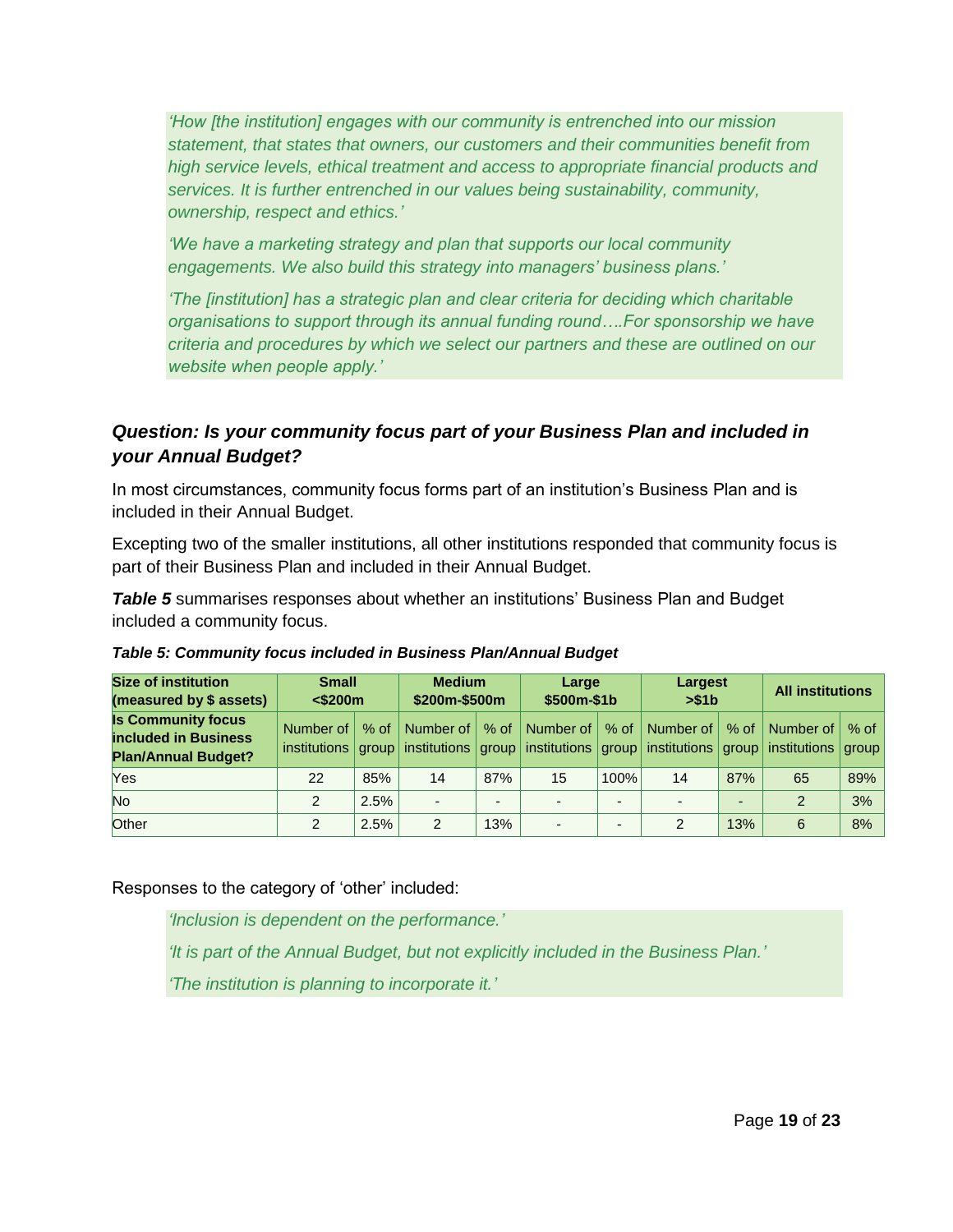*'How [the institution] engages with our community is entrenched into our mission statement, that states that owners, our customers and their communities benefit from high service levels, ethical treatment and access to appropriate financial products and services. It is further entrenched in our values being sustainability, community, ownership, respect and ethics.'*

*'We have a marketing strategy and plan that supports our local community engagements. We also build this strategy into managers' business plans.'*

*'The [institution] has a strategic plan and clear criteria for deciding which charitable organisations to support through its annual funding round….For sponsorship we have criteria and procedures by which we select our partners and these are outlined on our website when people apply.'*

### *Question: Is your community focus part of your Business Plan and included in your Annual Budget?*

In most circumstances, community focus forms part of an institution's Business Plan and is included in their Annual Budget.

Excepting two of the smaller institutions, all other institutions responded that community focus is part of their Business Plan and included in their Annual Budget.

***Table 5*** summarises responses about whether an institutions' Business Plan and Budget included a community focus.

***Table 5: Community focus included in Business Plan/Annual Budget***

| Size of institution (measured by $ assets) | Small <$200m | | Medium $200m-$500m | | Large $500m-$1b | | Largest >$1b | | All institutions | |
|---|---|---|---|---|---|---|---|---|---|---|
| **Is Community focus included in Business Plan/Annual Budget?** | Number of institutions | % of group | Number of institutions | % of group | Number of institutions | % of group | Number of institutions | % of group | Number of institutions | % of group |
| Yes | 22 | 85% | 14 | 87% | 15 | 100% | 14 | 87% | 65 | 89% |
| No | 2 | 2.5% | - | - | - | - | - | - | 2 | 3% |
| Other | 2 | 2.5% | 2 | 13% | - | - | 2 | 13% | 6 | 8% |

Responses to the category of 'other' included:

*'Inclusion is dependent on the performance.'*

*'It is part of the Annual Budget, but not explicitly included in the Business Plan.'*

*'The institution is planning to incorporate it.'*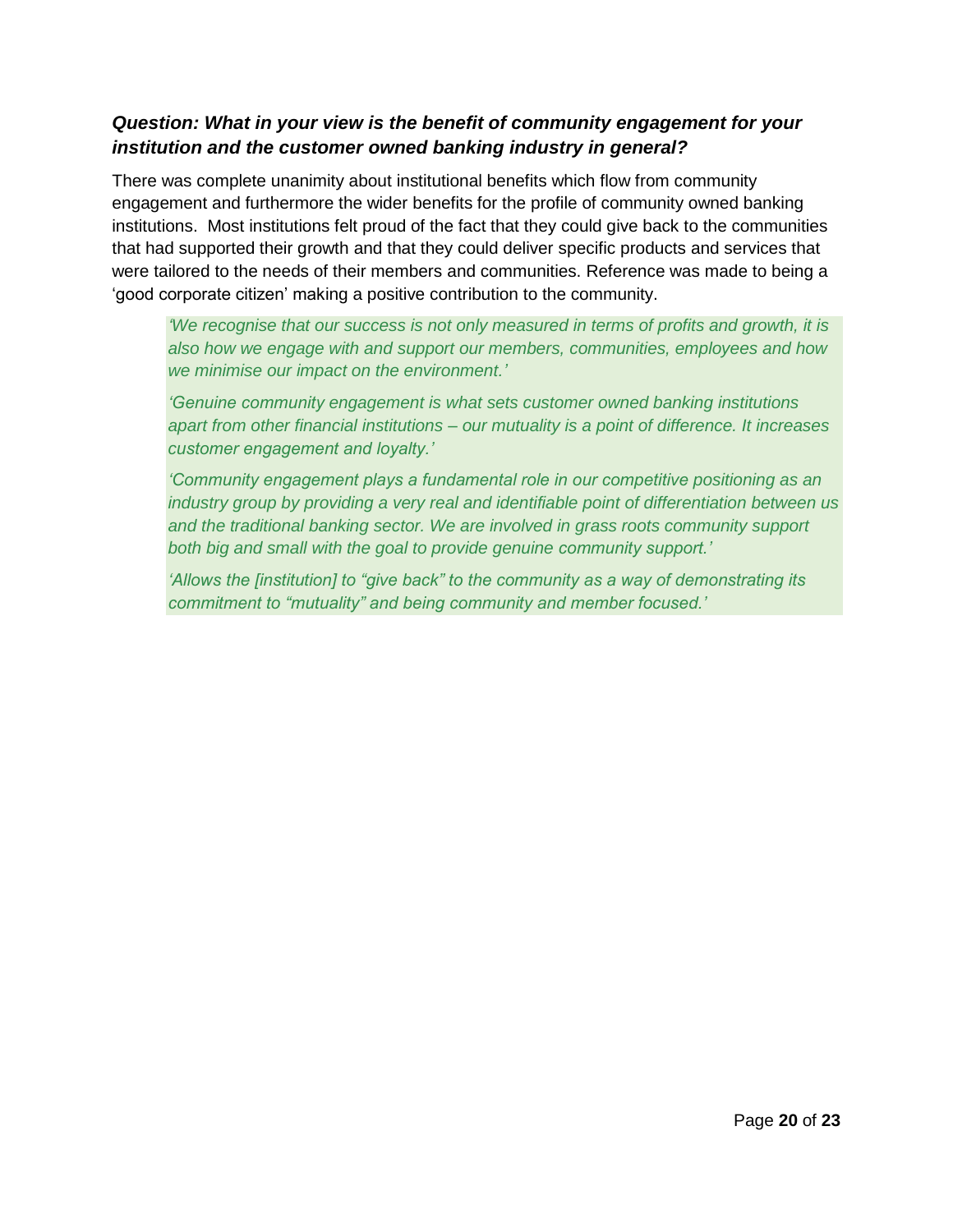### *Question: What in your view is the benefit of community engagement for your institution and the customer owned banking industry in general?*

There was complete unanimity about institutional benefits which flow from community engagement and furthermore the wider benefits for the profile of community owned banking institutions. Most institutions felt proud of the fact that they could give back to the communities that had supported their growth and that they could deliver specific products and services that were tailored to the needs of their members and communities. Reference was made to being a 'good corporate citizen' making a positive contribution to the community.

> *'We recognise that our success is not only measured in terms of profits and growth, it is also how we engage with and support our members, communities, employees and how we minimise our impact on the environment.'*
>
> *'Genuine community engagement is what sets customer owned banking institutions apart from other financial institutions – our mutuality is a point of difference. It increases customer engagement and loyalty.'*
>
> *'Community engagement plays a fundamental role in our competitive positioning as an industry group by providing a very real and identifiable point of differentiation between us and the traditional banking sector. We are involved in grass roots community support both big and small with the goal to provide genuine community support.'*
>
> *'Allows the [institution] to "give back" to the community as a way of demonstrating its commitment to "mutuality" and being community and member focused.'*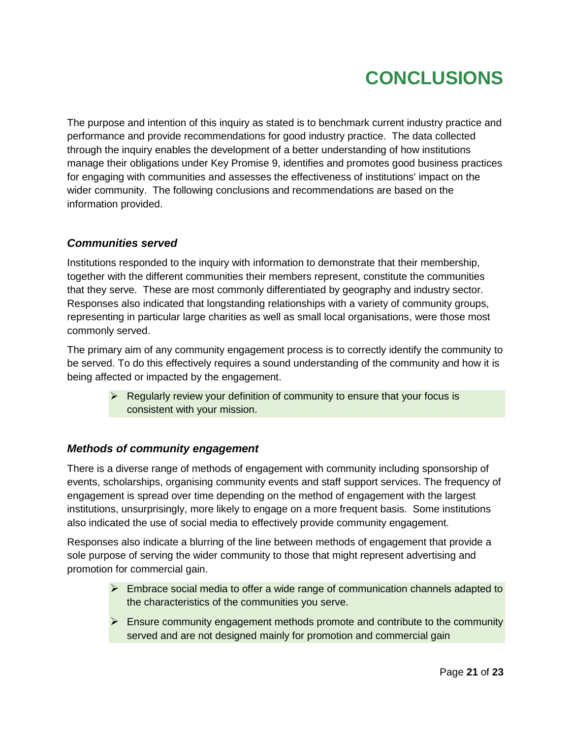# CONCLUSIONS

The purpose and intention of this inquiry as stated is to benchmark current industry practice and performance and provide recommendations for good industry practice. The data collected through the inquiry enables the development of a better understanding of how institutions manage their obligations under Key Promise 9, identifies and promotes good business practices for engaging with communities and assesses the effectiveness of institutions' impact on the wider community. The following conclusions and recommendations are based on the information provided.

### *Communities served*

Institutions responded to the inquiry with information to demonstrate that their membership, together with the different communities their members represent, constitute the communities that they serve. These are most commonly differentiated by geography and industry sector. Responses also indicated that longstanding relationships with a variety of community groups, representing in particular large charities as well as small local organisations, were those most commonly served.

The primary aim of any community engagement process is to correctly identify the community to be served. To do this effectively requires a sound understanding of the community and how it is being affected or impacted by the engagement.

- Regularly review your definition of community to ensure that your focus is consistent with your mission.

### *Methods of community engagement*

There is a diverse range of methods of engagement with community including sponsorship of events, scholarships, organising community events and staff support services. The frequency of engagement is spread over time depending on the method of engagement with the largest institutions, unsurprisingly, more likely to engage on a more frequent basis. Some institutions also indicated the use of social media to effectively provide community engagement.

Responses also indicate a blurring of the line between methods of engagement that provide a sole purpose of serving the wider community to those that might represent advertising and promotion for commercial gain.

- Embrace social media to offer a wide range of communication channels adapted to the characteristics of the communities you serve.
- Ensure community engagement methods promote and contribute to the community served and are not designed mainly for promotion and commercial gain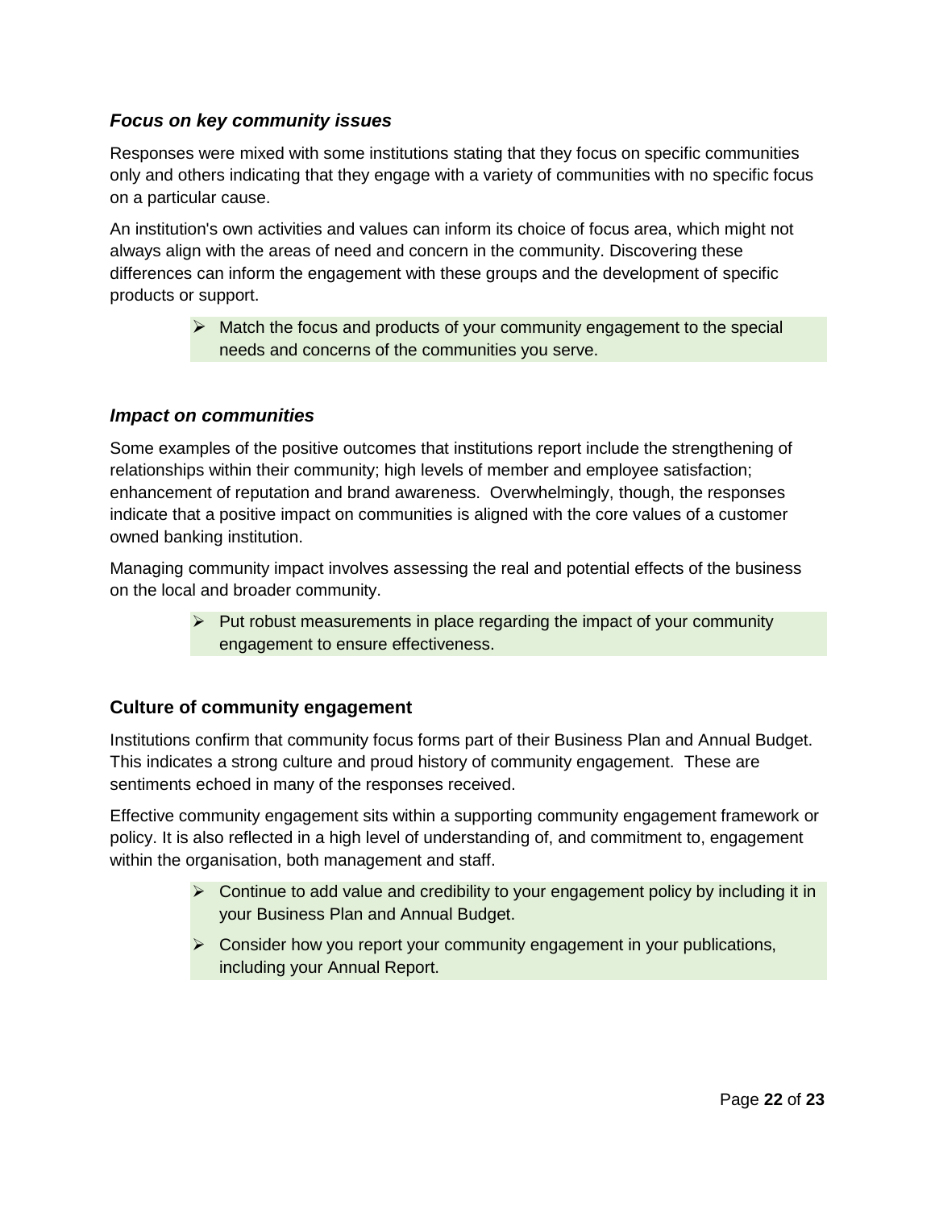### *Focus on key community issues*

Responses were mixed with some institutions stating that they focus on specific communities only and others indicating that they engage with a variety of communities with no specific focus on a particular cause.

An institution's own activities and values can inform its choice of focus area, which might not always align with the areas of need and concern in the community. Discovering these differences can inform the engagement with these groups and the development of specific products or support.

> - Match the focus and products of your community engagement to the special needs and concerns of the communities you serve.

### *Impact on communities*

Some examples of the positive outcomes that institutions report include the strengthening of relationships within their community; high levels of member and employee satisfaction; enhancement of reputation and brand awareness. Overwhelmingly, though, the responses indicate that a positive impact on communities is aligned with the core values of a customer owned banking institution.

Managing community impact involves assessing the real and potential effects of the business on the local and broader community.

> - Put robust measurements in place regarding the impact of your community engagement to ensure effectiveness.

### Culture of community engagement

Institutions confirm that community focus forms part of their Business Plan and Annual Budget. This indicates a strong culture and proud history of community engagement. These are sentiments echoed in many of the responses received.

Effective community engagement sits within a supporting community engagement framework or policy. It is also reflected in a high level of understanding of, and commitment to, engagement within the organisation, both management and staff.

> - Continue to add value and credibility to your engagement policy by including it in your Business Plan and Annual Budget.
> - Consider how you report your community engagement in your publications, including your Annual Report.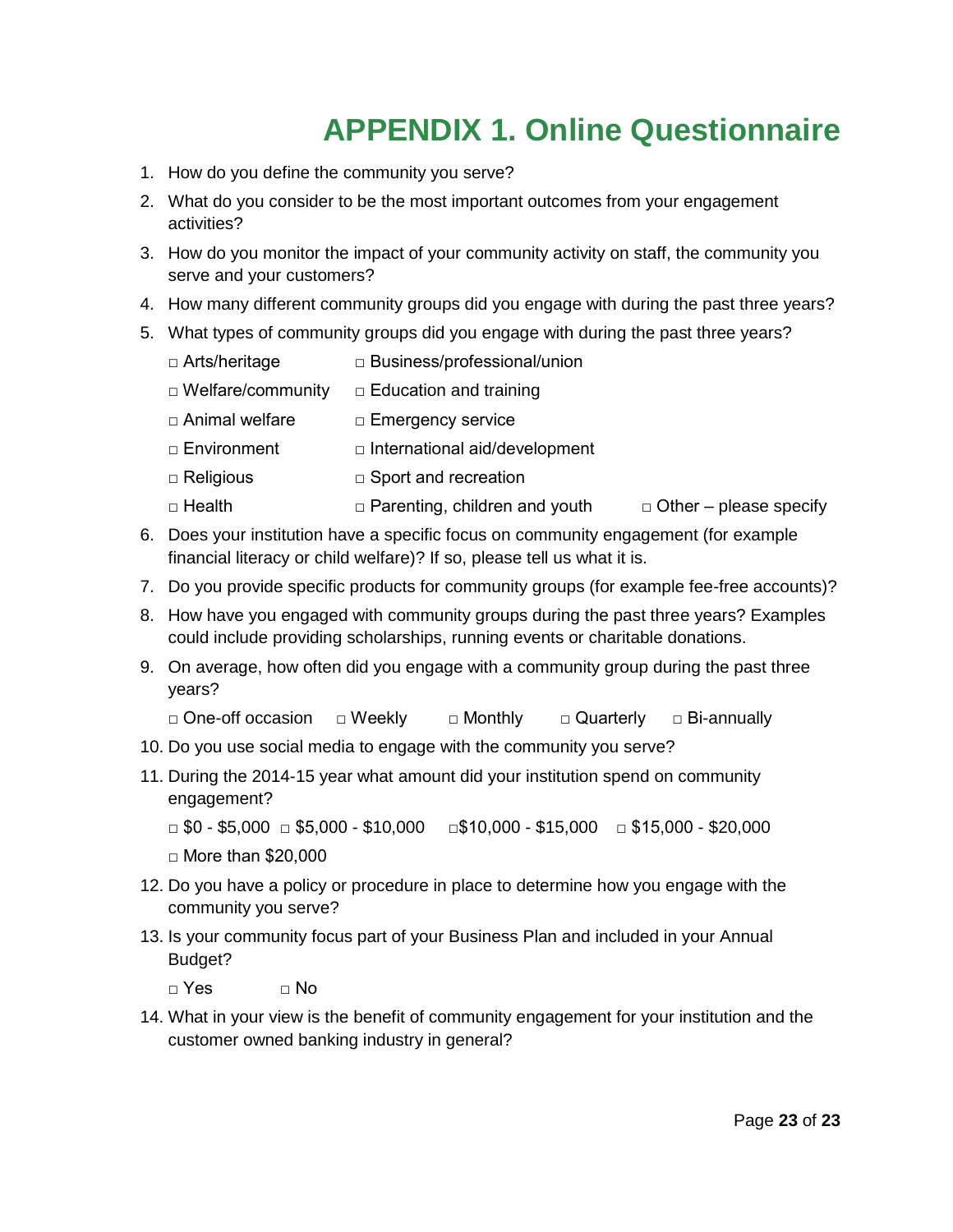# APPENDIX 1. Online Questionnaire

1. How do you define the community you serve?
2. What do you consider to be the most important outcomes from your engagement activities?
3. How do you monitor the impact of your community activity on staff, the community you serve and your customers?
4. How many different community groups did you engage with during the past three years?
5. What types of community groups did you engage with during the past three years?

   □ Arts/heritage □ Business/professional/union

   □ Welfare/community □ Education and training

   □ Animal welfare □ Emergency service

   □ Environment □ International aid/development

   □ Religious □ Sport and recreation

   □ Health □ Parenting, children and youth □ Other – please specify

6. Does your institution have a specific focus on community engagement (for example financial literacy or child welfare)? If so, please tell us what it is.
7. Do you provide specific products for community groups (for example fee-free accounts)?
8. How have you engaged with community groups during the past three years? Examples could include providing scholarships, running events or charitable donations.
9. On average, how often did you engage with a community group during the past three years?

   □ One-off occasion □ Weekly □ Monthly □ Quarterly □ Bi-annually

10. Do you use social media to engage with the community you serve?
11. During the 2014-15 year what amount did your institution spend on community engagement?

    □ $0 - $5,000 □ $5,000 - $10,000 □$10,000 - $15,000 □ $15,000 - $20,000

    □ More than $20,000

12. Do you have a policy or procedure in place to determine how you engage with the community you serve?
13. Is your community focus part of your Business Plan and included in your Annual Budget?

    □ Yes □ No

14. What in your view is the benefit of community engagement for your institution and the customer owned banking industry in general?